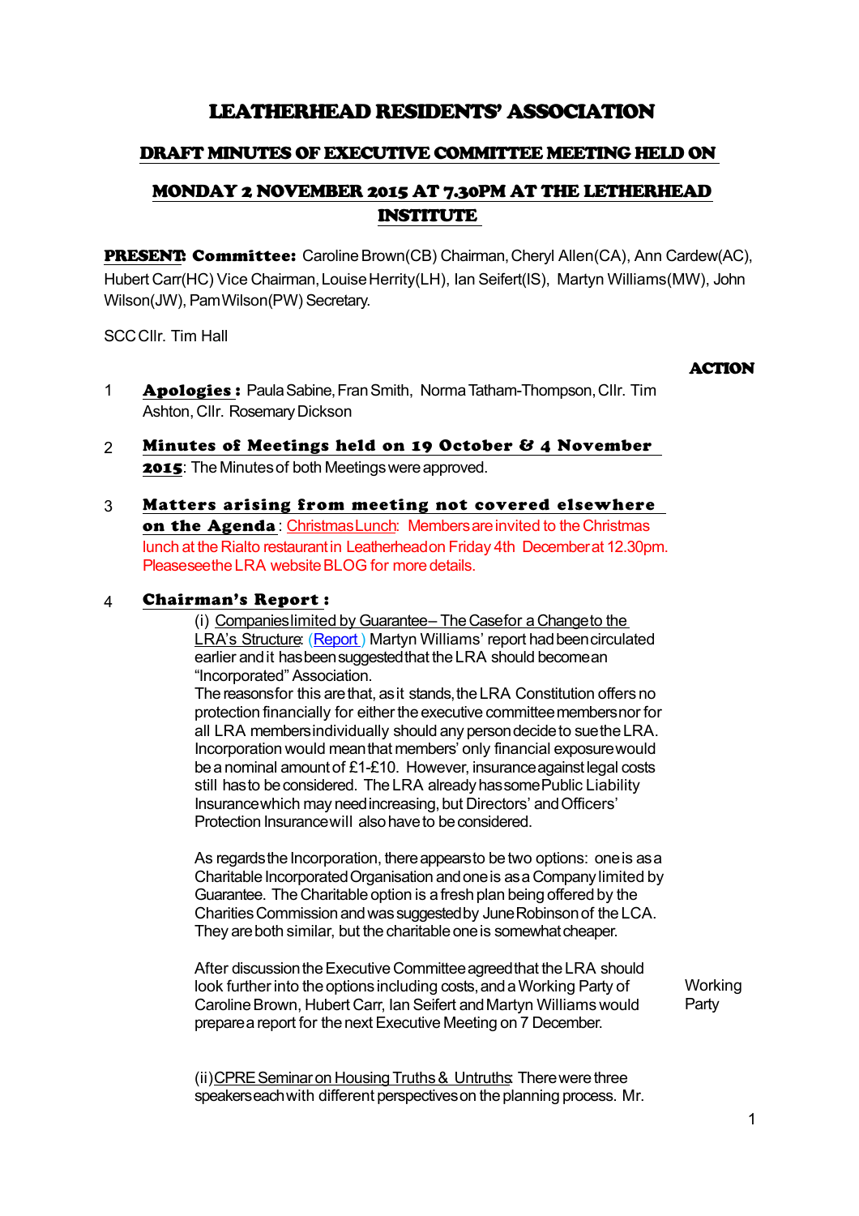# LEATHERHEAD RESIDENTS' ASSOCIATION

## DRAFT MINUTES OF EXECUTIVE COMMITTEE MEETING HELD ON

## MONDAY 2 NOVEMBER 2015 AT 7.30PM AT THE LETHERHEAD INSTITUTE

**PRESENT: Committee:** Caroline Brown(CB) Chairman, Cheryl Allen(CA), Ann Cardew(AC), Hubert Carr(HC) Vice Chairman, Louise Herrity(LH), Ian Seifert(IS), Martyn Williams(MW), John Wilson(JW), Pam Wilson(PW) Secretary.

SCC Cllr. Tim Hall

**ACTION**

1 **Apologies:** Paula Sabine, Fran Smith, Norma Tatham-Thompson, Cllr. Tim Ashton, Cllr. Rosemary Dickson

2 **Minutes of Meetings held on 19 October & 4 November 2015**: The Minutes of both Meetings were approved.

3 **Matters arising from meeting not covered elsewhere on the Agenda**: Christmas Lunch: Members are invited to the Christmas lunch at the Rialto restaurant in Leatherhead on Friday 4th December at 12.30pm. Please see the LRA website BLOG for more details.

4 **Chairman's Report:**

(i) Companies limited by Guarantee – The Case for a Change to the LRA's Structure: (Report) Martyn Williams' report had been circulated earlier and it has been suggested that the LRA should become an "Incorporated" Association.
The reasons for this are that, as it stands, the LRA Constitution offers no protection financially for either the executive committee members nor for all LRA members individually should any person decide to sue the LRA. Incorporation would mean that members' only financial exposure would be a nominal amount of £1-£10. However, insurance against legal costs still has to be considered. The LRA already has some Public Liability Insurance which may need increasing, but Directors' and Officers' Protection Insurance will also have to be considered.

As regards the Incorporation, there appears to be two options: one is as a Charitable Incorporated Organisation and one is as a Company limited by Guarantee. The Charitable option is a fresh plan being offered by the Charities Commission and was suggested by June Robinson of the LCA. They are both similar, but the charitable one is somewhat cheaper.

After discussion the Executive Committee agreed that the LRA should look further into the options including costs, and a Working Party of Caroline Brown, Hubert Carr, Ian Seifert and Martyn Williams would prepare a report for the next Executive Meeting on 7 December. — **Working Party**

(ii) CPRE Seminar on Housing Truths & Untruths: There were three speakers each with different perspectives on the planning process. Mr.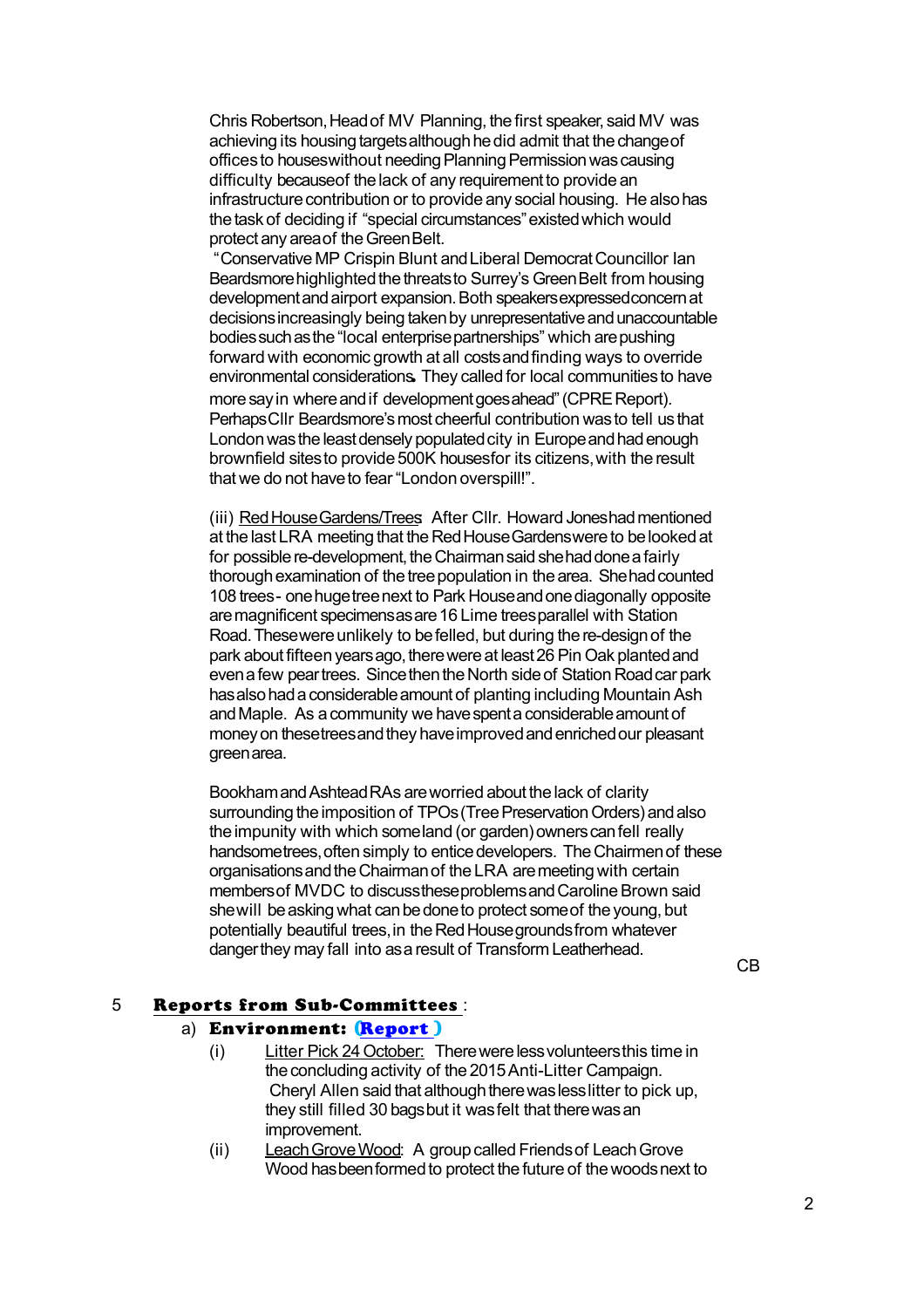Chris Robertson, Head of MV Planning, the first speaker, said MV was achieving its housing targets although he did admit that the change of offices to houses without needing Planning Permission was causing difficulty because of the lack of any requirement to provide an infrastructure contribution or to provide any social housing. He also has the task of deciding if "special circumstances" existed which would protect any area of the Green Belt.

"Conservative MP Crispin Blunt and Liberal Democrat Councillor Ian Beardsmore highlighted the threats to Surrey's Green Belt from housing development and airport expansion. Both speakers expressed concern at decisions increasingly being taken by unrepresentative and unaccountable bodies such as the "local enterprise partnerships" which are pushing forward with economic growth at all costs and finding ways to override environmental considerations. They called for local communities to have more say in where and if development goes ahead" (CPRE Report). Perhaps Cllr Beardsmore's most cheerful contribution was to tell us that London was the least densely populated city in Europe and had enough brownfield sites to provide 500K houses for its citizens, with the result that we do not have to fear "London overspill!".

(iii) Red House Gardens/Trees: After Cllr. Howard Jones had mentioned at the last LRA meeting that the Red House Gardens were to be looked at for possible re-development, the Chairman said she had done a fairly thorough examination of the tree population in the area. She had counted 108 trees - one huge tree next to Park House and one diagonally opposite are magnificent specimens as are 16 Lime trees parallel with Station Road. These were unlikely to be felled, but during the re-design of the park about fifteen years ago, there were at least 26 Pin Oak planted and even a few pear trees. Since then the North side of Station Road car park has also had a considerable amount of planting including Mountain Ash and Maple. As a community we have spent a considerable amount of money on these trees and they have improved and enriched our pleasant green area.

Bookham and Ashtead RAs are worried about the lack of clarity surrounding the imposition of TPOs (Tree Preservation Orders) and also the impunity with which some land (or garden) owners can fell really handsome trees, often simply to entice developers. The Chairmen of these organisations and the Chairman of the LRA are meeting with certain members of MVDC to discuss these problems and Caroline Brown said she will be asking what can be done to protect some of the young, but potentially beautiful trees, in the Red House grounds from whatever danger they may fall into as a result of Transform Leatherhead.

CB

5 **Reports from Sub-Committees**:

a) **Environment: (Report)**

(i) Litter Pick 24 October: There were less volunteers this time in the concluding activity of the 2015 Anti-Litter Campaign. Cheryl Allen said that although there was less litter to pick up, they still filled 30 bags but it was felt that there was an improvement.

(ii) Leach Grove Wood: A group called Friends of Leach Grove Wood has been formed to protect the future of the woods next to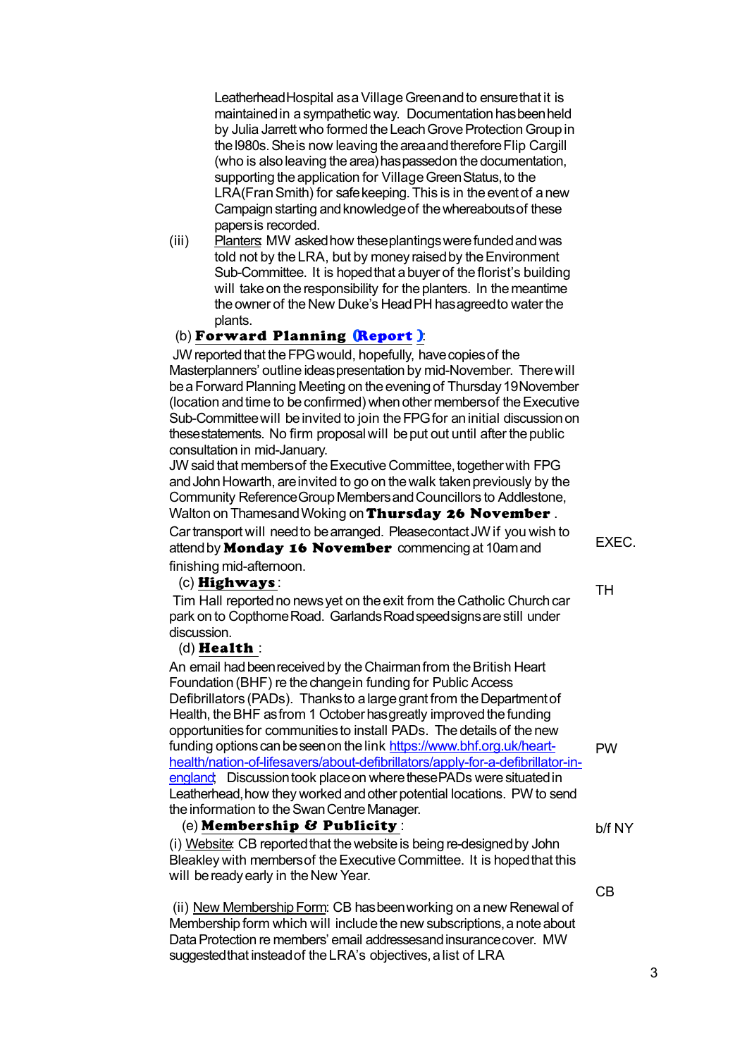Leatherhead Hospital as a Village Green and to ensure that it is maintained in a sympathetic way. Documentation has been held by Julia Jarrett who formed the Leach Grove Protection Group in the l980s. She is now leaving the area and therefore Flip Cargill (who is also leaving the area) has passed on the documentation, supporting the application for Village Green Status, to the LRA (Fran Smith) for safe keeping. This is in the event of a new Campaign starting and knowledge of the whereabouts of these papers is recorded.

(iii) Planters: MW asked how these plantings were funded and was told not by the LRA, but by money raised by the Environment Sub-Committee. It is hoped that a buyer of the florist's building will take on the responsibility for the planters. In the meantime the owner of the New Duke's Head PH has agreed to water the plants.

(b) **Forward Planning** (Report ):

JW reported that the FPG would, hopefully, have copies of the Masterplanners' outline ideas presentation by mid-November. There will be a Forward Planning Meeting on the evening of Thursday 19 November (location and time to be confirmed) when other members of the Executive Sub-Committee will be invited to join the FPG for an initial discussion on these statements. No firm proposal will be put out until after the public consultation in mid-January.

JW said that members of the Executive Committee, together with FPG and John Howarth, are invited to go on the walk taken previously by the Community Reference Group Members and Councillors to Addlestone, Walton on Thames and Woking on **Thursday 26 November**. Car transport will need to be arranged. Please contact JW if you wish to attend by **Monday 16 November** commencing at 10am and finishing mid-afternoon. — EXEC.

(c) **Highways**: — TH

Tim Hall reported no news yet on the exit from the Catholic Church car park on to Copthorne Road. Garlands Road speed signs are still under discussion.

(d) **Health** :

An email had been received by the Chairman from the British Heart Foundation (BHF) re the change in funding for Public Access Defibrillators (PADs). Thanks to a large grant from the Department of Health, the BHF as from 1 October has greatly improved the funding opportunities for communities to install PADs. The details of the new funding options can be seen on the link https://www.bhf.org.uk/heart-health/nation-of-lifesavers/about-defibrillators/apply-for-a-defibrillator-in-england; Discussion took place on where these PADs were situated in Leatherhead, how they worked and other potential locations. PW to send the information to the Swan Centre Manager. — PW

(e) **Membership & Publicity** :

(i) Website: CB reported that the website is being re-designed by John Bleakley with members of the Executive Committee. It is hoped that this will be ready early in the New Year. — b/f NY

(ii) New Membership Form: CB has been working on a new Renewal of Membership form which will include the new subscriptions, a note about Data Protection re members' email addresses and insurance cover. MW suggested that instead of the LRA's objectives, a list of LRA — CB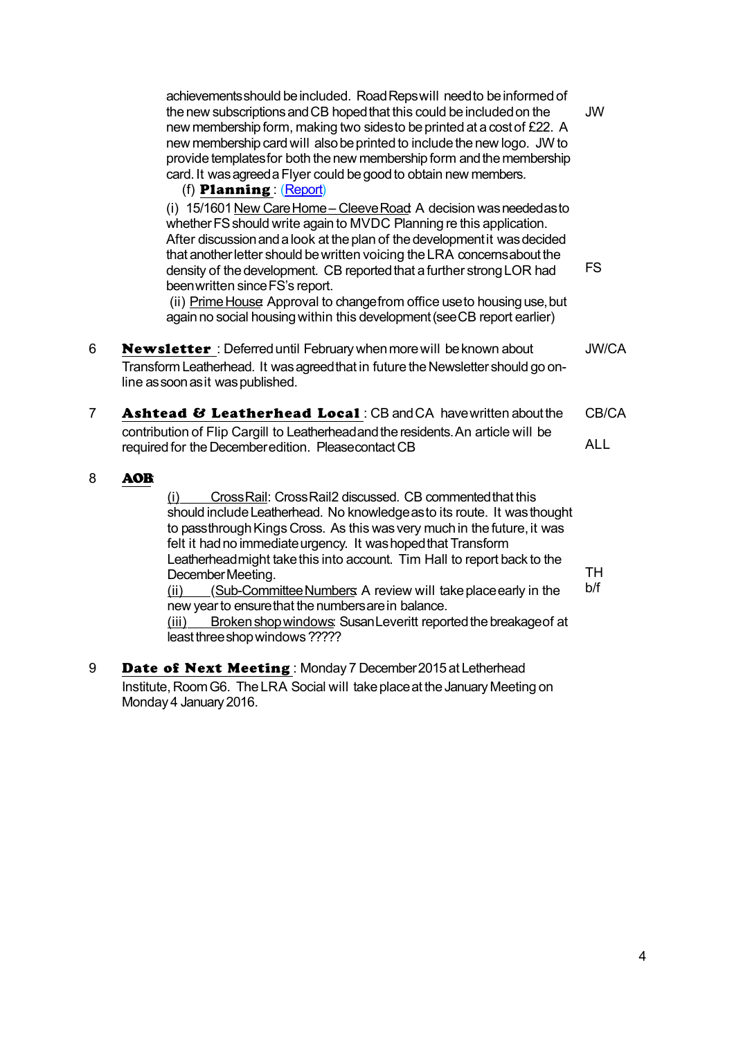achievements should be included. Road Reps will need to be informed of the new subscriptions and CB hoped that this could be included on the new membership form, making two sides to be printed at a cost of £22. A new membership card will also be printed to include the new logo. JW to provide templates for both the new membership form and the membership card. It was agreed a Flyer could be good to obtain new members. — JW

(f) **Planning** : (Report)

(i) 15/1601 New Care Home – Cleeve Road: A decision was needed as to whether FS should write again to MVDC Planning re this application. After discussion and a look at the plan of the development it was decided that another letter should be written voicing the LRA concerns about the density of the development. CB reported that a further strong LOR had been written since FS's report. — FS

(ii) Prime House: Approval to change from office use to housing use, but again no social housing within this development (see CB report earlier)

6 **Newsletter** : Deferred until February when more will be known about Transform Leatherhead. It was agreed that in future the Newsletter should go on-line as soon as it was published. — JW/CA

7 **Ashtead & Leatherhead Local** : CB and CA have written about the contribution of Flip Cargill to Leatherhead and the residents. An article will be required for the December edition. Please contact CB — CB/CA, ALL

8 **AOB**:

(i) Cross Rail: Cross Rail2 discussed. CB commented that this should include Leatherhead. No knowledge as to its route. It was thought to pass through Kings Cross. As this was very much in the future, it was felt it had no immediate urgency. It was hoped that Transform Leatherhead might take this into account. Tim Hall to report back to the December Meeting. — TH

(ii) (Sub-Committee Numbers: A review will take place early in the new year to ensure that the numbers are in balance. — b/f

(iii) Broken shop windows: Susan Leveritt reported the breakage of at least three shop windows ?????

9 **Date of Next Meeting** : Monday 7 December 2015 at Letherhead Institute, Room G6. The LRA Social will take place at the January Meeting on Monday 4 January 2016.